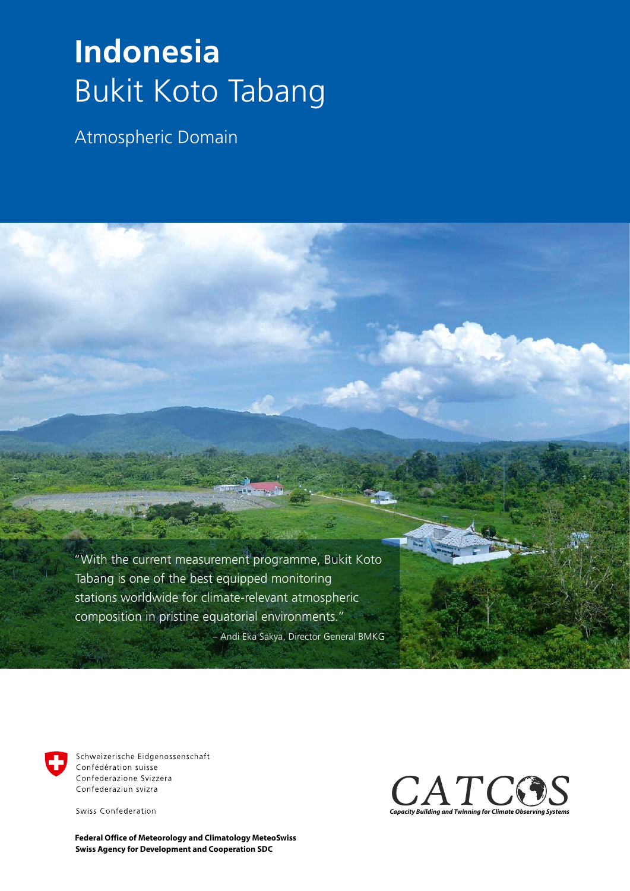# Indonesia
## Bukit Koto Tabang

Atmospheric Domain

"With the current measurement programme, Bukit Koto Tabang is one of the best equipped monitoring stations worldwide for climate-relevant atmospheric composition in pristine equatorial environments."

– Andi Eka Sakya, Director General BMKG

Schweizerische Eidgenossenschaft
Confédération suisse
Confederazione Svizzera
Confederaziun svizra

Swiss Confederation

**Federal Office of Meteorology and Climatology MeteoSwiss**
**Swiss Agency for Development and Cooperation SDC**

CATCOS
*Capacity Building and Twinning for Climate Observing Systems*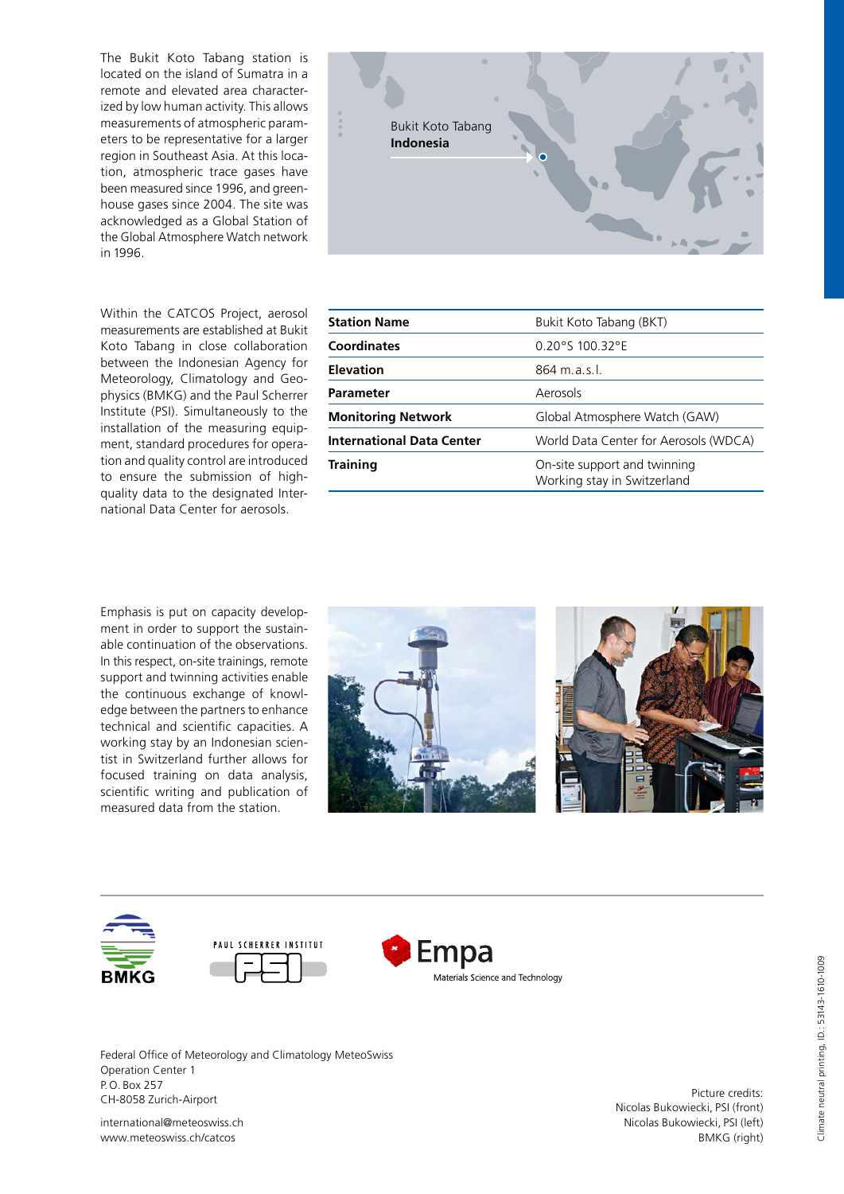The Bukit Koto Tabang station is located on the island of Sumatra in a remote and elevated area characterized by low human activity. This allows measurements of atmospheric parameters to be representative for a larger region in Southeast Asia. At this location, atmospheric trace gases have been measured since 1996, and greenhouse gases since 2004. The site was acknowledged as a Global Station of the Global Atmosphere Watch network in 1996.

Bukit Koto Tabang
**Indonesia**

Within the CATCOS Project, aerosol measurements are established at Bukit Koto Tabang in close collaboration between the Indonesian Agency for Meteorology, Climatology and Geophysics (BMKG) and the Paul Scherrer Institute (PSI). Simultaneously to the installation of the measuring equipment, standard procedures for operation and quality control are introduced to ensure the submission of high-quality data to the designated International Data Center for aerosols.

| | |
|---|---|
| **Station Name** | Bukit Koto Tabang (BKT) |
| **Coordinates** | 0.20°S 100.32°E |
| **Elevation** | 864 m.a.s.l. |
| **Parameter** | Aerosols |
| **Monitoring Network** | Global Atmosphere Watch (GAW) |
| **International Data Center** | World Data Center for Aerosols (WDCA) |
| **Training** | On-site support and twinning<br>Working stay in Switzerland |

Emphasis is put on capacity development in order to support the sustainable continuation of the observations. In this respect, on-site trainings, remote support and twinning activities enable the continuous exchange of knowledge between the partners to enhance technical and scientific capacities. A working stay by an Indonesian scientist in Switzerland further allows for focused training on data analysis, scientific writing and publication of measured data from the station.

BMKG

PAUL SCHERRER INSTITUT PSI

Empa
Materials Science and Technology

Federal Office of Meteorology and Climatology MeteoSwiss
Operation Center 1
P.O. Box 257
CH-8058 Zurich-Airport

international@meteoswiss.ch
www.meteoswiss.ch/catcos

Picture credits:
Nicolas Bukowiecki, PSI (front)
Nicolas Bukowiecki, PSI (left)
BMKG (right)

Climate neutral printing, ID: 53143-1610-1009